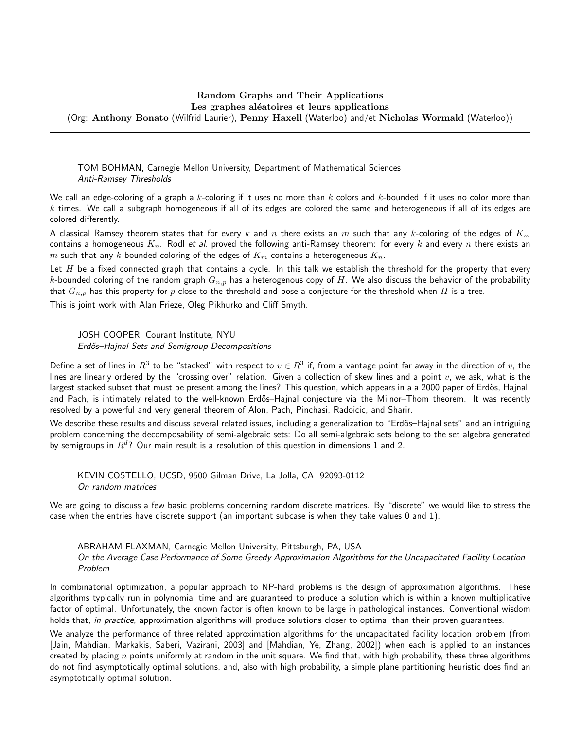# Random Graphs and Their Applications
## Les graphes aléatoires et leurs applications
(Org: **Anthony Bonato** (Wilfrid Laurier), **Penny Haxell** (Waterloo) and/et **Nicholas Wormald** (Waterloo))

---

TOM BOHMAN, Carnegie Mellon University, Department of Mathematical Sciences
*Anti-Ramsey Thresholds*

We call an edge-coloring of a graph a $k$-coloring if it uses no more than $k$ colors and $k$-bounded if it uses no color more than $k$ times. We call a subgraph homogeneous if all of its edges are colored the same and heterogeneous if all of its edges are colored differently.

A classical Ramsey theorem states that for every $k$ and $n$ there exists an $m$ such that any $k$-coloring of the edges of $K_m$ contains a homogeneous $K_n$. Rodl *et al.* proved the following anti-Ramsey theorem: for every $k$ and every $n$ there exists an $m$ such that any $k$-bounded coloring of the edges of $K_m$ contains a heterogeneous $K_n$.

Let $H$ be a fixed connected graph that contains a cycle. In this talk we establish the threshold for the property that every $k$-bounded coloring of the random graph $G_{n,p}$ has a heterogenous copy of $H$. We also discuss the behavior of the probability that $G_{n,p}$ has this property for $p$ close to the threshold and pose a conjecture for the threshold when $H$ is a tree.

This is joint work with Alan Frieze, Oleg Pikhurko and Cliff Smyth.

JOSH COOPER, Courant Institute, NYU
*Erdős–Hajnal Sets and Semigroup Decompositions*

Define a set of lines in $R^3$ to be "stacked" with respect to $v \in R^3$ if, from a vantage point far away in the direction of $v$, the lines are linearly ordered by the "crossing over" relation. Given a collection of skew lines and a point $v$, we ask, what is the largest stacked subset that must be present among the lines? This question, which appears in a a 2000 paper of Erdős, Hajnal, and Pach, is intimately related to the well-known Erdős–Hajnal conjecture via the Milnor–Thom theorem. It was recently resolved by a powerful and very general theorem of Alon, Pach, Pinchasi, Radoicic, and Sharir.

We describe these results and discuss several related issues, including a generalization to "Erdős–Hajnal sets" and an intriguing problem concerning the decomposability of semi-algebraic sets: Do all semi-algebraic sets belong to the set algebra generated by semigroups in $R^d$? Our main result is a resolution of this question in dimensions 1 and 2.

KEVIN COSTELLO, UCSD, 9500 Gilman Drive, La Jolla, CA 92093-0112
*On random matrices*

We are going to discuss a few basic problems concerning random discrete matrices. By "discrete" we would like to stress the case when the entries have discrete support (an important subcase is when they take values 0 and 1).

ABRAHAM FLAXMAN, Carnegie Mellon University, Pittsburgh, PA, USA
*On the Average Case Performance of Some Greedy Approximation Algorithms for the Uncapacitated Facility Location Problem*

In combinatorial optimization, a popular approach to NP-hard problems is the design of approximation algorithms. These algorithms typically run in polynomial time and are guaranteed to produce a solution which is within a known multiplicative factor of optimal. Unfortunately, the known factor is often known to be large in pathological instances. Conventional wisdom holds that, *in practice*, approximation algorithms will produce solutions closer to optimal than their proven guarantees.

We analyze the performance of three related approximation algorithms for the uncapacitated facility location problem (from [Jain, Mahdian, Markakis, Saberi, Vazirani, 2003] and [Mahdian, Ye, Zhang, 2002]) when each is applied to an instances created by placing $n$ points uniformly at random in the unit square. We find that, with high probability, these three algorithms do not find asymptotically optimal solutions, and, also with high probability, a simple plane partitioning heuristic does find an asymptotically optimal solution.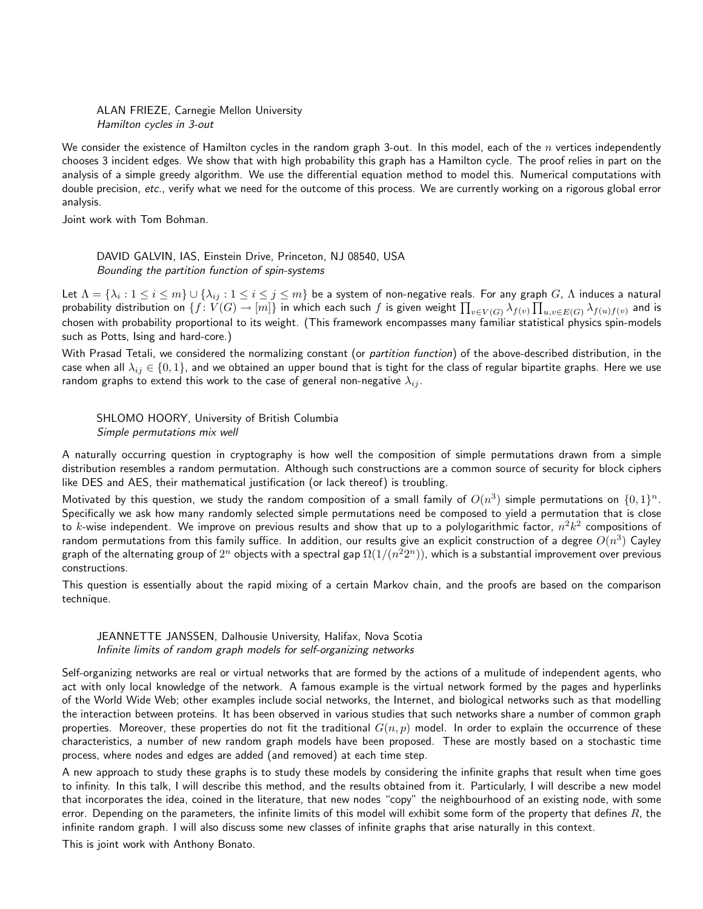**ALAN FRIEZE**, Carnegie Mellon University
*Hamilton cycles in 3-out*

We consider the existence of Hamilton cycles in the random graph 3-out. In this model, each of the $n$ vertices independently chooses 3 incident edges. We show that with high probability this graph has a Hamilton cycle. The proof relies in part on the analysis of a simple greedy algorithm. We use the differential equation method to model this. Numerical computations with double precision, *etc.*, verify what we need for the outcome of this process. We are currently working on a rigorous global error analysis.

Joint work with Tom Bohman.

**DAVID GALVIN**, IAS, Einstein Drive, Princeton, NJ 08540, USA
*Bounding the partition function of spin-systems*

Let $\Lambda = \{\lambda_i : 1 \le i \le m\} \cup \{\lambda_{ij} : 1 \le i \le j \le m\}$ be a system of non-negative reals. For any graph $G$, $\Lambda$ induces a natural probability distribution on $\{f : V(G) \to [m]\}$ in which each such $f$ is given weight $\prod_{v \in V(G)} \lambda_{f(v)} \prod_{u,v \in E(G)} \lambda_{f(u)f(v)}$ and is chosen with probability proportional to its weight. (This framework encompasses many familiar statistical physics spin-models such as Potts, Ising and hard-core.)

With Prasad Tetali, we considered the normalizing constant (or *partition function*) of the above-described distribution, in the case when all $\lambda_{ij} \in \{0, 1\}$, and we obtained an upper bound that is tight for the class of regular bipartite graphs. Here we use random graphs to extend this work to the case of general non-negative $\lambda_{ij}$.

**SHLOMO HOORY**, University of British Columbia
*Simple permutations mix well*

A naturally occurring question in cryptography is how well the composition of simple permutations drawn from a simple distribution resembles a random permutation. Although such constructions are a common source of security for block ciphers like DES and AES, their mathematical justification (or lack thereof) is troubling.

Motivated by this question, we study the random composition of a small family of $O(n^3)$ simple permutations on $\{0, 1\}^n$. Specifically we ask how many randomly selected simple permutations need be composed to yield a permutation that is close to $k$-wise independent. We improve on previous results and show that up to a polylogarithmic factor, $n^2k^2$ compositions of random permutations from this family suffice. In addition, our results give an explicit construction of a degree $O(n^3)$ Cayley graph of the alternating group of $2^n$ objects with a spectral gap $\Omega(1/(n^2 2^n))$, which is a substantial improvement over previous constructions.

This question is essentially about the rapid mixing of a certain Markov chain, and the proofs are based on the comparison technique.

**JEANNETTE JANSSEN**, Dalhousie University, Halifax, Nova Scotia
*Infinite limits of random graph models for self-organizing networks*

Self-organizing networks are real or virtual networks that are formed by the actions of a mulitude of independent agents, who act with only local knowledge of the network. A famous example is the virtual network formed by the pages and hyperlinks of the World Wide Web; other examples include social networks, the Internet, and biological networks such as that modelling the interaction between proteins. It has been observed in various studies that such networks share a number of common graph properties. Moreover, these properties do not fit the traditional $G(n, p)$ model. In order to explain the occurrence of these characteristics, a number of new random graph models have been proposed. These are mostly based on a stochastic time process, where nodes and edges are added (and removed) at each time step.

A new approach to study these graphs is to study these models by considering the infinite graphs that result when time goes to infinity. In this talk, I will describe this method, and the results obtained from it. Particularly, I will describe a new model that incorporates the idea, coined in the literature, that new nodes "copy" the neighbourhood of an existing node, with some error. Depending on the parameters, the infinite limits of this model will exhibit some form of the property that defines $R$, the infinite random graph. I will also discuss some new classes of infinite graphs that arise naturally in this context.

This is joint work with Anthony Bonato.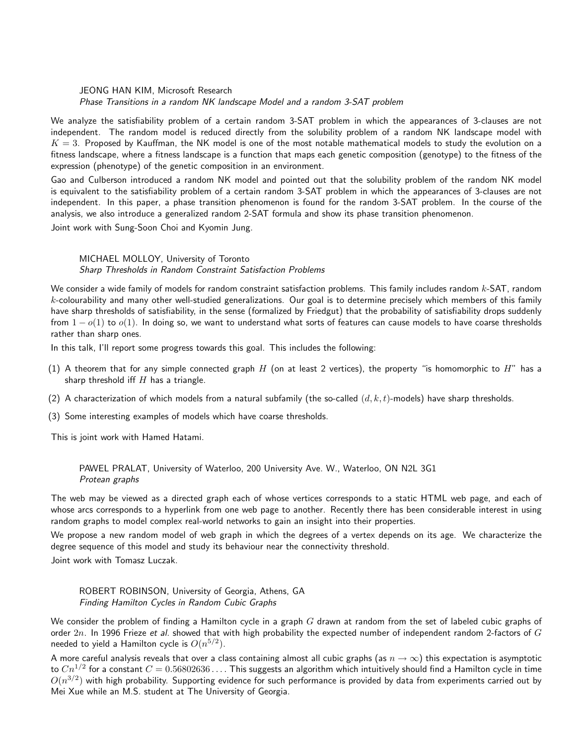**JEONG HAN KIM**, Microsoft Research
*Phase Transitions in a random NK landscape Model and a random 3-SAT problem*

We analyze the satisfiability problem of a certain random 3-SAT problem in which the appearances of 3-clauses are not independent. The random model is reduced directly from the solubility problem of a random NK landscape model with $K = 3$. Proposed by Kauffman, the NK model is one of the most notable mathematical models to study the evolution on a fitness landscape, where a fitness landscape is a function that maps each genetic composition (genotype) to the fitness of the expression (phenotype) of the genetic composition in an environment.

Gao and Culberson introduced a random NK model and pointed out that the solubility problem of the random NK model is equivalent to the satisfiability problem of a certain random 3-SAT problem in which the appearances of 3-clauses are not independent. In this paper, a phase transition phenomenon is found for the random 3-SAT problem. In the course of the analysis, we also introduce a generalized random 2-SAT formula and show its phase transition phenomenon.

Joint work with Sung-Soon Choi and Kyomin Jung.

**MICHAEL MOLLOY**, University of Toronto
*Sharp Thresholds in Random Constraint Satisfaction Problems*

We consider a wide family of models for random constraint satisfaction problems. This family includes random $k$-SAT, random $k$-colourability and many other well-studied generalizations. Our goal is to determine precisely which members of this family have sharp thresholds of satisfiability, in the sense (formalized by Friedgut) that the probability of satisfiability drops suddenly from $1 - o(1)$ to $o(1)$. In doing so, we want to understand what sorts of features can cause models to have coarse thresholds rather than sharp ones.

In this talk, I'll report some progress towards this goal. This includes the following:

(1) A theorem that for any simple connected graph $H$ (on at least 2 vertices), the property "is homomorphic to $H$" has a sharp threshold iff $H$ has a triangle.

(2) A characterization of which models from a natural subfamily (the so-called $(d, k, t)$-models) have sharp thresholds.

(3) Some interesting examples of models which have coarse thresholds.

This is joint work with Hamed Hatami.

**PAWEL PRALAT**, University of Waterloo, 200 University Ave. W., Waterloo, ON N2L 3G1
*Protean graphs*

The web may be viewed as a directed graph each of whose vertices corresponds to a static HTML web page, and each of whose arcs corresponds to a hyperlink from one web page to another. Recently there has been considerable interest in using random graphs to model complex real-world networks to gain an insight into their properties.

We propose a new random model of web graph in which the degrees of a vertex depends on its age. We characterize the degree sequence of this model and study its behaviour near the connectivity threshold.

Joint work with Tomasz Luczak.

**ROBERT ROBINSON**, University of Georgia, Athens, GA
*Finding Hamilton Cycles in Random Cubic Graphs*

We consider the problem of finding a Hamilton cycle in a graph $G$ drawn at random from the set of labeled cubic graphs of order $2n$. In 1996 Frieze *et al.* showed that with high probability the expected number of independent random 2-factors of $G$ needed to yield a Hamilton cycle is $O(n^{5/2})$.

A more careful analysis reveals that over a class containing almost all cubic graphs (as $n \to \infty$) this expectation is asymptotic to $Cn^{1/2}$ for a constant $C = 0.56802636\ldots$. This suggests an algorithm which intuitively should find a Hamilton cycle in time $O(n^{3/2})$ with high probability. Supporting evidence for such performance is provided by data from experiments carried out by Mei Xue while an M.S. student at The University of Georgia.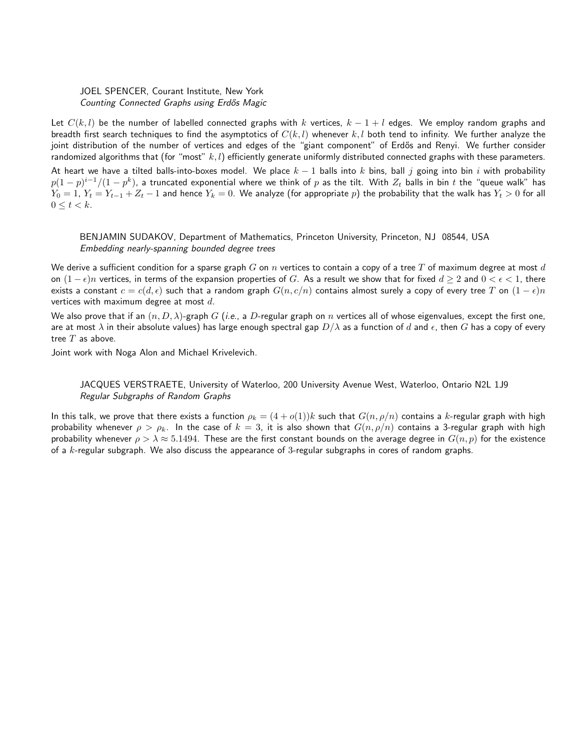JOEL SPENCER, Courant Institute, New York
*Counting Connected Graphs using Erdős Magic*

Let $C(k,l)$ be the number of labelled connected graphs with $k$ vertices, $k-1+l$ edges. We employ random graphs and breadth first search techniques to find the asymptotics of $C(k,l)$ whenever $k,l$ both tend to infinity. We further analyze the joint distribution of the number of vertices and edges of the "giant component" of Erdős and Renyi. We further consider randomized algorithms that (for "most" $k,l$) efficiently generate uniformly distributed connected graphs with these parameters.

At heart we have a tilted balls-into-boxes model. We place $k-1$ balls into $k$ bins, ball $j$ going into bin $i$ with probability $p(1-p)^{i-1}/(1-p^k)$, a truncated exponential where we think of $p$ as the tilt. With $Z_t$ balls in bin $t$ the "queue walk" has $Y_0 = 1$, $Y_t = Y_{t-1} + Z_t - 1$ and hence $Y_k = 0$. We analyze (for appropriate $p$) the probability that the walk has $Y_t > 0$ for all $0 \leq t < k$.

BENJAMIN SUDAKOV, Department of Mathematics, Princeton University, Princeton, NJ 08544, USA
*Embedding nearly-spanning bounded degree trees*

We derive a sufficient condition for a sparse graph $G$ on $n$ vertices to contain a copy of a tree $T$ of maximum degree at most $d$ on $(1-\epsilon)n$ vertices, in terms of the expansion properties of $G$. As a result we show that for fixed $d \geq 2$ and $0 < \epsilon < 1$, there exists a constant $c = c(d,\epsilon)$ such that a random graph $G(n, c/n)$ contains almost surely a copy of every tree $T$ on $(1-\epsilon)n$ vertices with maximum degree at most $d$.

We also prove that if an $(n, D, \lambda)$-graph $G$ (*i.e.*, a $D$-regular graph on $n$ vertices all of whose eigenvalues, except the first one, are at most $\lambda$ in their absolute values) has large enough spectral gap $D/\lambda$ as a function of $d$ and $\epsilon$, then $G$ has a copy of every tree $T$ as above.

Joint work with Noga Alon and Michael Krivelevich.

JACQUES VERSTRAETE, University of Waterloo, 200 University Avenue West, Waterloo, Ontario N2L 1J9
*Regular Subgraphs of Random Graphs*

In this talk, we prove that there exists a function $\rho_k = (4 + o(1))k$ such that $G(n, \rho/n)$ contains a $k$-regular graph with high probability whenever $\rho > \rho_k$. In the case of $k = 3$, it is also shown that $G(n, \rho/n)$ contains a 3-regular graph with high probability whenever $\rho > \lambda \approx 5.1494$. These are the first constant bounds on the average degree in $G(n,p)$ for the existence of a $k$-regular subgraph. We also discuss the appearance of 3-regular subgraphs in cores of random graphs.